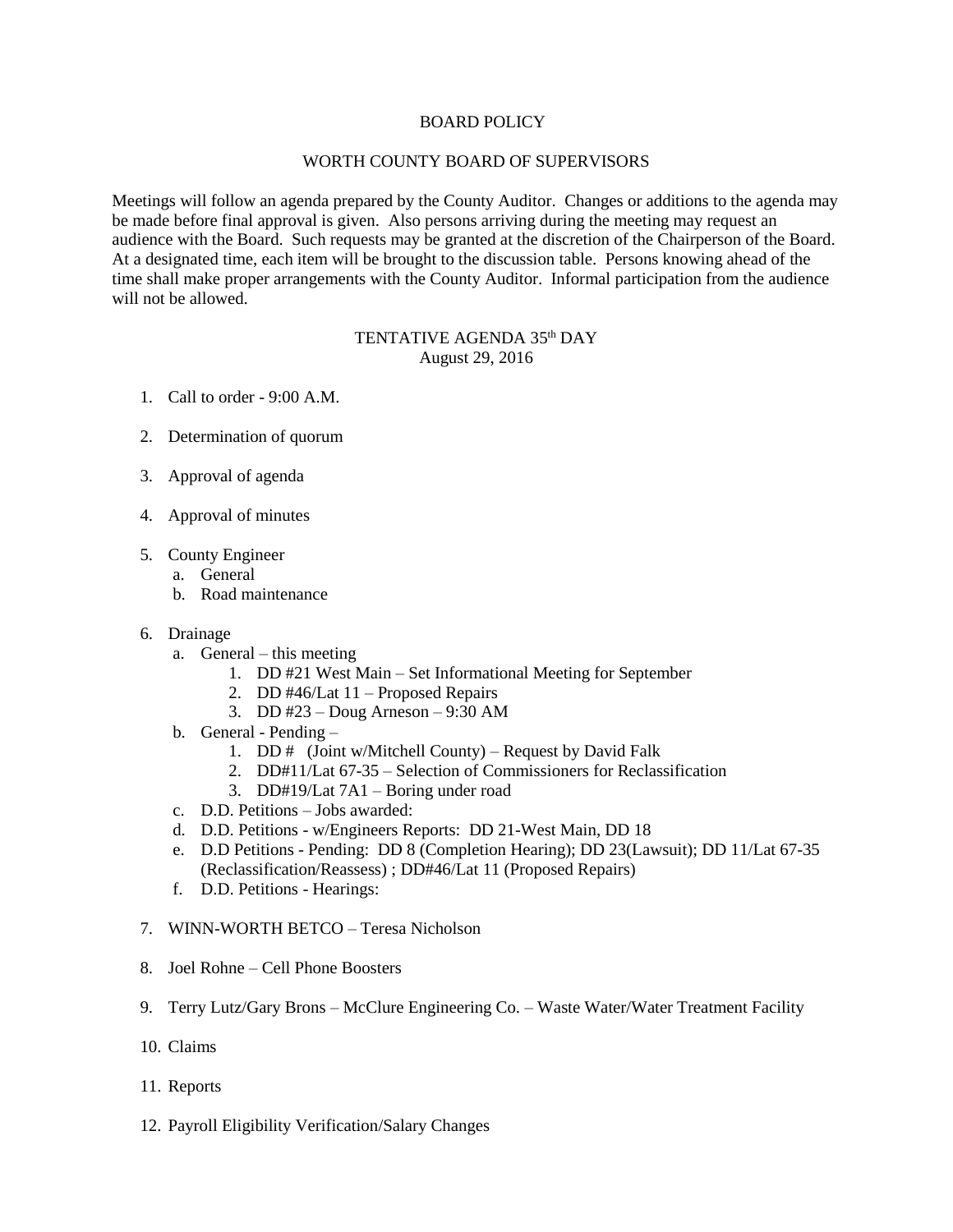# BOARD POLICY

## WORTH COUNTY BOARD OF SUPERVISORS

Meetings will follow an agenda prepared by the County Auditor. Changes or additions to the agenda may be made before final approval is given. Also persons arriving during the meeting may request an audience with the Board. Such requests may be granted at the discretion of the Chairperson of the Board. At a designated time, each item will be brought to the discussion table. Persons knowing ahead of the time shall make proper arrangements with the County Auditor. Informal participation from the audience will not be allowed.

## TENTATIVE AGENDA 35th DAY
August 29, 2016

1. Call to order - 9:00 A.M.

2. Determination of quorum

3. Approval of agenda

4. Approval of minutes

5. County Engineer
   a. General
   b. Road maintenance

6. Drainage
   a. General – this meeting
      1. DD #21 West Main – Set Informational Meeting for September
      2. DD #46/Lat 11 – Proposed Repairs
      3. DD #23 – Doug Arneson – 9:30 AM
   b. General - Pending –
      1. DD #   (Joint w/Mitchell County) – Request by David Falk
      2. DD#11/Lat 67-35 – Selection of Commissioners for Reclassification
      3. DD#19/Lat 7A1 – Boring under road
   c. D.D. Petitions – Jobs awarded:
   d. D.D. Petitions - w/Engineers Reports: DD 21-West Main, DD 18
   e. D.D Petitions - Pending: DD 8 (Completion Hearing); DD 23(Lawsuit); DD 11/Lat 67-35 (Reclassification/Reassess) ; DD#46/Lat 11 (Proposed Repairs)
   f. D.D. Petitions - Hearings:

7. WINN-WORTH BETCO – Teresa Nicholson

8. Joel Rohne – Cell Phone Boosters

9. Terry Lutz/Gary Brons – McClure Engineering Co. – Waste Water/Water Treatment Facility

10. Claims

11. Reports

12. Payroll Eligibility Verification/Salary Changes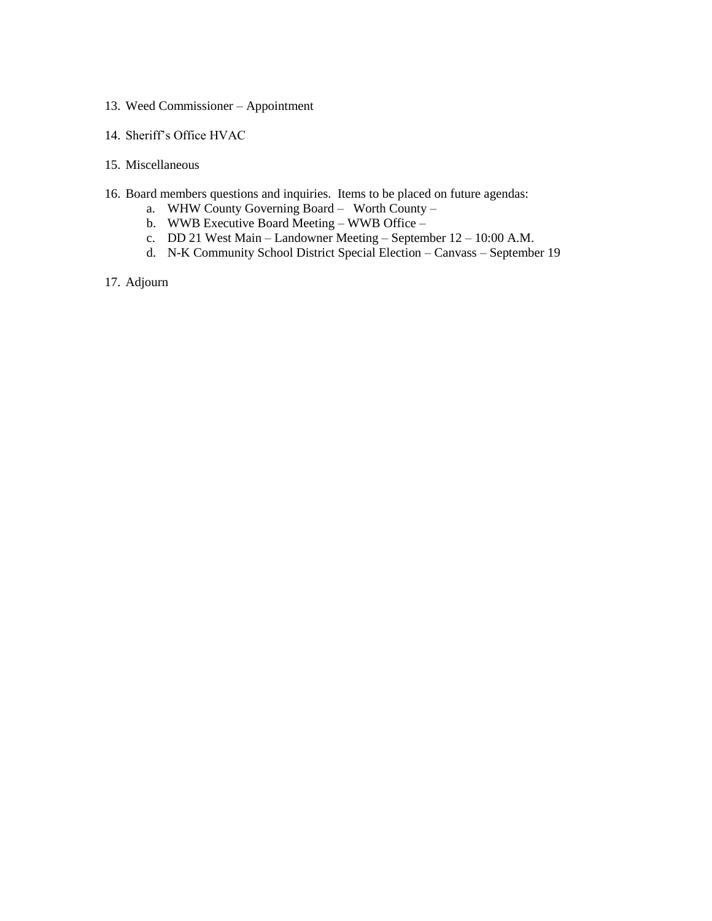13. Weed Commissioner – Appointment

14. Sheriff's Office HVAC

15. Miscellaneous

16. Board members questions and inquiries. Items to be placed on future agendas:
    a. WHW County Governing Board – Worth County –
    b. WWB Executive Board Meeting – WWB Office –
    c. DD 21 West Main – Landowner Meeting – September 12 – 10:00 A.M.
    d. N-K Community School District Special Election – Canvass – September 19

17. Adjourn